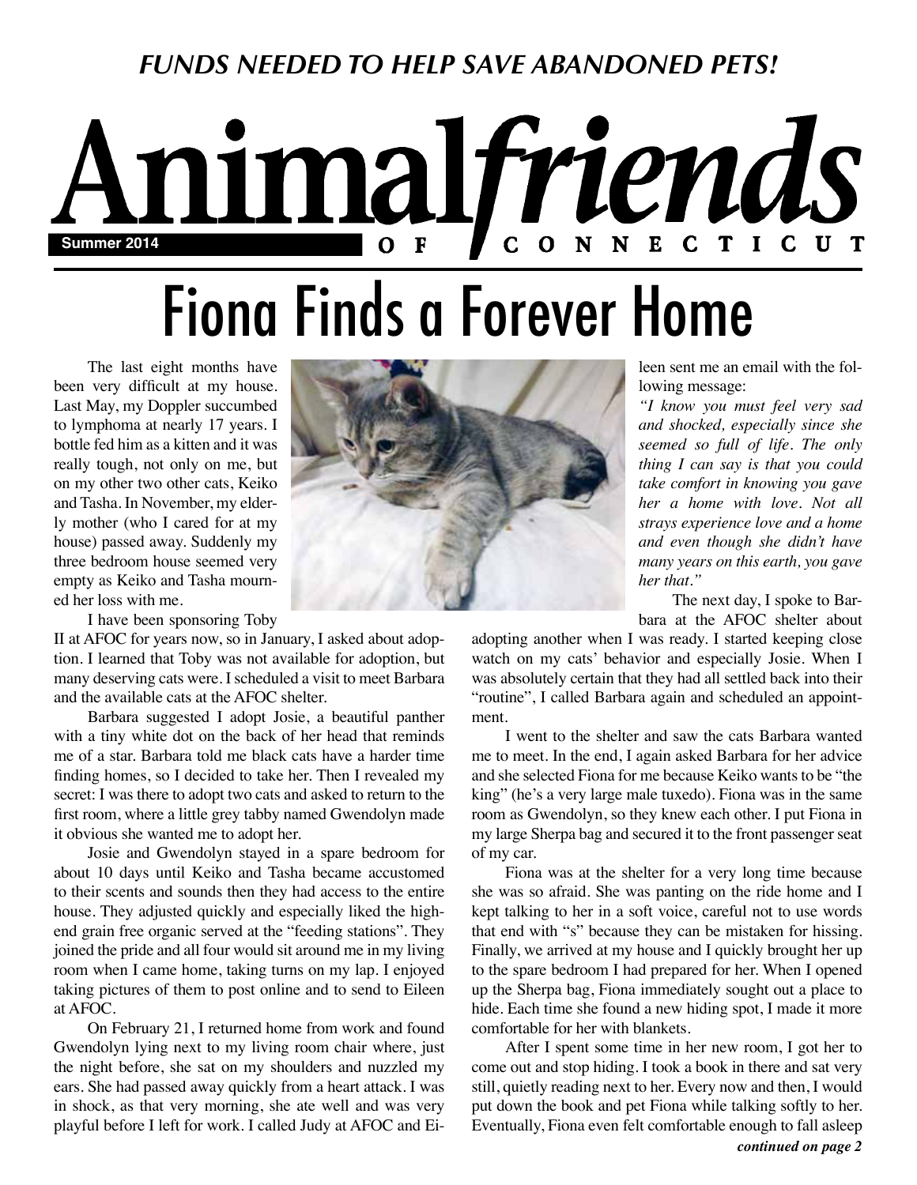*FUNDS NEEDED TO HELP SAVE ABANDONED PETS!*

# Animal*friends* OF CONNECTICUT

**Summer 2014**

# Fiona Finds a Forever Home

The last eight months have been very difficult at my house. Last May, my Doppler succumbed to lymphoma at nearly 17 years. I bottle fed him as a kitten and it was really tough, not only on me, but on my other two other cats, Keiko and Tasha. In November, my elderly mother (who I cared for at my house) passed away. Suddenly my three bedroom house seemed very empty as Keiko and Tasha mourned her loss with me.

I have been sponsoring Toby II at AFOC for years now, so in January, I asked about adoption. I learned that Toby was not available for adoption, but many deserving cats were. I scheduled a visit to meet Barbara and the available cats at the AFOC shelter.

Barbara suggested I adopt Josie, a beautiful panther with a tiny white dot on the back of her head that reminds me of a star. Barbara told me black cats have a harder time finding homes, so I decided to take her. Then I revealed my secret: I was there to adopt two cats and asked to return to the first room, where a little grey tabby named Gwendolyn made it obvious she wanted me to adopt her.

Josie and Gwendolyn stayed in a spare bedroom for about 10 days until Keiko and Tasha became accustomed to their scents and sounds then they had access to the entire house. They adjusted quickly and especially liked the high-end grain free organic served at the "feeding stations". They joined the pride and all four would sit around me in my living room when I came home, taking turns on my lap. I enjoyed taking pictures of them to post online and to send to Eileen at AFOC.

On February 21, I returned home from work and found Gwendolyn lying next to my living room chair where, just the night before, she sat on my shoulders and nuzzled my ears. She had passed away quickly from a heart attack. I was in shock, as that very morning, she ate well and was very playful before I left for work. I called Judy at AFOC and Eileen sent me an email with the following message:

*"I know you must feel very sad and shocked, especially since she seemed so full of life. The only thing I can say is that you could take comfort in knowing you gave her a home with love. Not all strays experience love and a home and even though she didn't have many years on this earth, you gave her that."*

The next day, I spoke to Barbara at the AFOC shelter about adopting another when I was ready. I started keeping close watch on my cats' behavior and especially Josie. When I was absolutely certain that they had all settled back into their "routine", I called Barbara again and scheduled an appointment.

I went to the shelter and saw the cats Barbara wanted me to meet. In the end, I again asked Barbara for her advice and she selected Fiona for me because Keiko wants to be "the king" (he's a very large male tuxedo). Fiona was in the same room as Gwendolyn, so they knew each other. I put Fiona in my large Sherpa bag and secured it to the front passenger seat of my car.

Fiona was at the shelter for a very long time because she was so afraid. She was panting on the ride home and I kept talking to her in a soft voice, careful not to use words that end with "s" because they can be mistaken for hissing. Finally, we arrived at my house and I quickly brought her up to the spare bedroom I had prepared for her. When I opened up the Sherpa bag, Fiona immediately sought out a place to hide. Each time she found a new hiding spot, I made it more comfortable for her with blankets.

After I spent some time in her new room, I got her to come out and stop hiding. I took a book in there and sat very still, quietly reading next to her. Every now and then, I would put down the book and pet Fiona while talking softly to her. Eventually, Fiona even felt comfortable enough to fall asleep

***continued on page 2***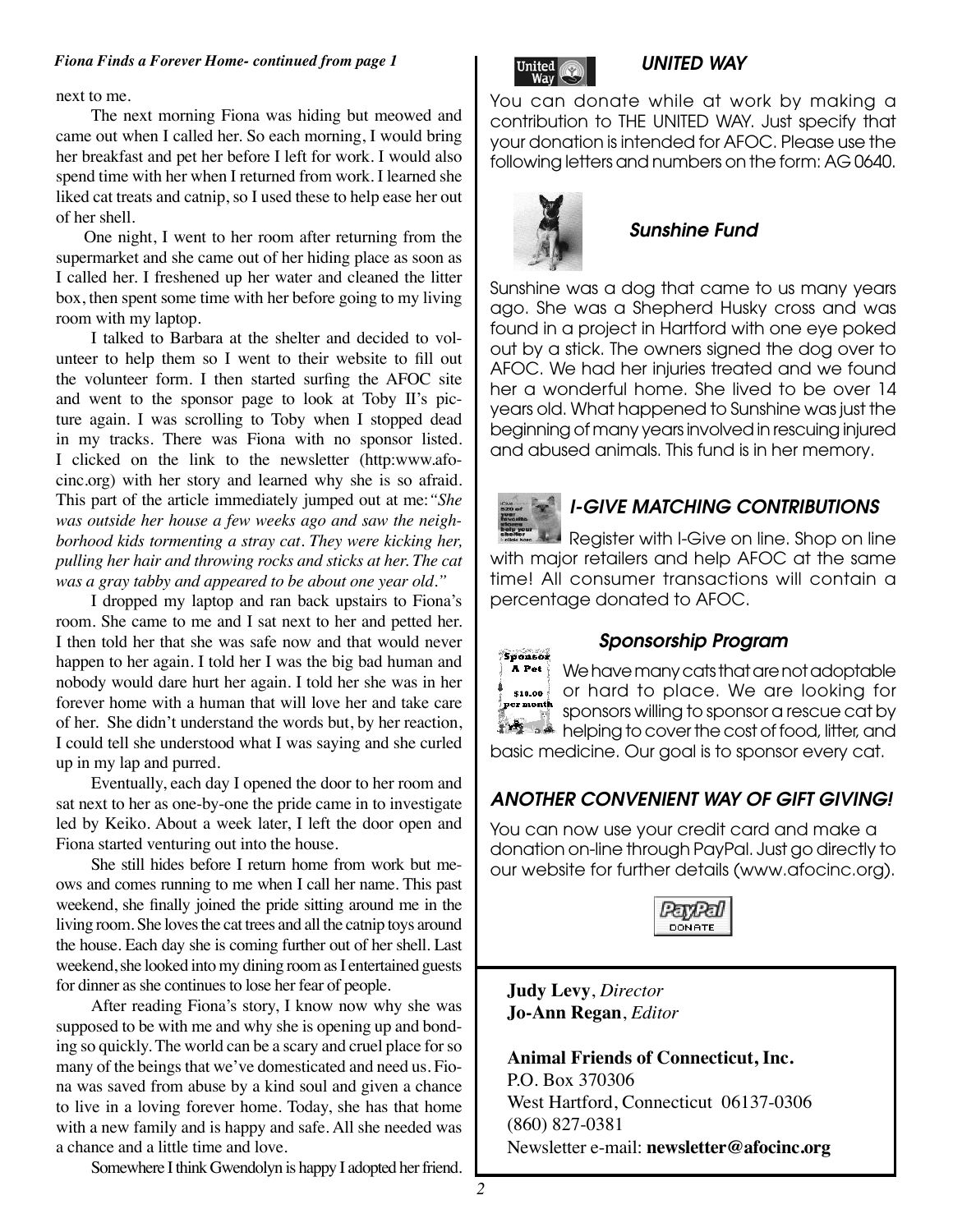*Fiona Finds a Forever Home- continued from page 1*

next to me.

The next morning Fiona was hiding but meowed and came out when I called her. So each morning, I would bring her breakfast and pet her before I left for work. I would also spend time with her when I returned from work. I learned she liked cat treats and catnip, so I used these to help ease her out of her shell.

One night, I went to her room after returning from the supermarket and she came out of her hiding place as soon as I called her. I freshened up her water and cleaned the litter box, then spent some time with her before going to my living room with my laptop.

I talked to Barbara at the shelter and decided to volunteer to help them so I went to their website to fill out the volunteer form. I then started surfing the AFOC site and went to the sponsor page to look at Toby II's picture again. I was scrolling to Toby when I stopped dead in my tracks. There was Fiona with no sponsor listed. I clicked on the link to the newsletter (http:www.afocinc.org) with her story and learned why she is so afraid. This part of the article immediately jumped out at me: *"She was outside her house a few weeks ago and saw the neighborhood kids tormenting a stray cat. They were kicking her, pulling her hair and throwing rocks and sticks at her. The cat was a gray tabby and appeared to be about one year old."*

I dropped my laptop and ran back upstairs to Fiona's room. She came to me and I sat next to her and petted her. I then told her that she was safe now and that would never happen to her again. I told her I was the big bad human and nobody would dare hurt her again. I told her she was in her forever home with a human that will love her and take care of her. She didn't understand the words but, by her reaction, I could tell she understood what I was saying and she curled up in my lap and purred.

Eventually, each day I opened the door to her room and sat next to her as one-by-one the pride came in to investigate led by Keiko. About a week later, I left the door open and Fiona started venturing out into the house.

She still hides before I return home from work but meows and comes running to me when I call her name. This past weekend, she finally joined the pride sitting around me in the living room. She loves the cat trees and all the catnip toys around the house. Each day she is coming further out of her shell. Last weekend, she looked into my dining room as I entertained guests for dinner as she continues to lose her fear of people.

After reading Fiona's story, I know now why she was supposed to be with me and why she is opening up and bonding so quickly. The world can be a scary and cruel place for so many of the beings that we've domesticated and need us. Fiona was saved from abuse by a kind soul and given a chance to live in a loving forever home. Today, she has that home with a new family and is happy and safe. All she needed was a chance and a little time and love.

Somewhere I think Gwendolyn is happy I adopted her friend.

## *UNITED WAY*

You can donate while at work by making a contribution to THE UNITED WAY. Just specify that your donation is intended for AFOC. Please use the following letters and numbers on the form: AG 0640.

## *Sunshine Fund*

Sunshine was a dog that came to us many years ago. She was a Shepherd Husky cross and was found in a project in Hartford with one eye poked out by a stick. The owners signed the dog over to AFOC. We had her injuries treated and we found her a wonderful home. She lived to be over 14 years old. What happened to Sunshine was just the beginning of many years involved in rescuing injured and abused animals. This fund is in her memory.

## *I-GIVE MATCHING CONTRIBUTIONS*

Register with I-Give on line. Shop on line with major retailers and help AFOC at the same time! All consumer transactions will contain a percentage donated to AFOC.

## *Sponsorship Program*

We have many cats that are not adoptable or hard to place. We are looking for sponsors willing to sponsor a rescue cat by helping to cover the cost of food, litter, and basic medicine. Our goal is to sponsor every cat.

## *ANOTHER CONVENIENT WAY OF GIFT GIVING!*

You can now use your credit card and make a donation on-line through PayPal. Just go directly to our website for further details (www.afocinc.org).

**Judy Levy**, *Director*
**Jo-Ann Regan**, *Editor*

**Animal Friends of Connecticut, Inc.**
P.O. Box 370306
West Hartford, Connecticut 06137-0306
(860) 827-0381
Newsletter e-mail: **newsletter@afocinc.org**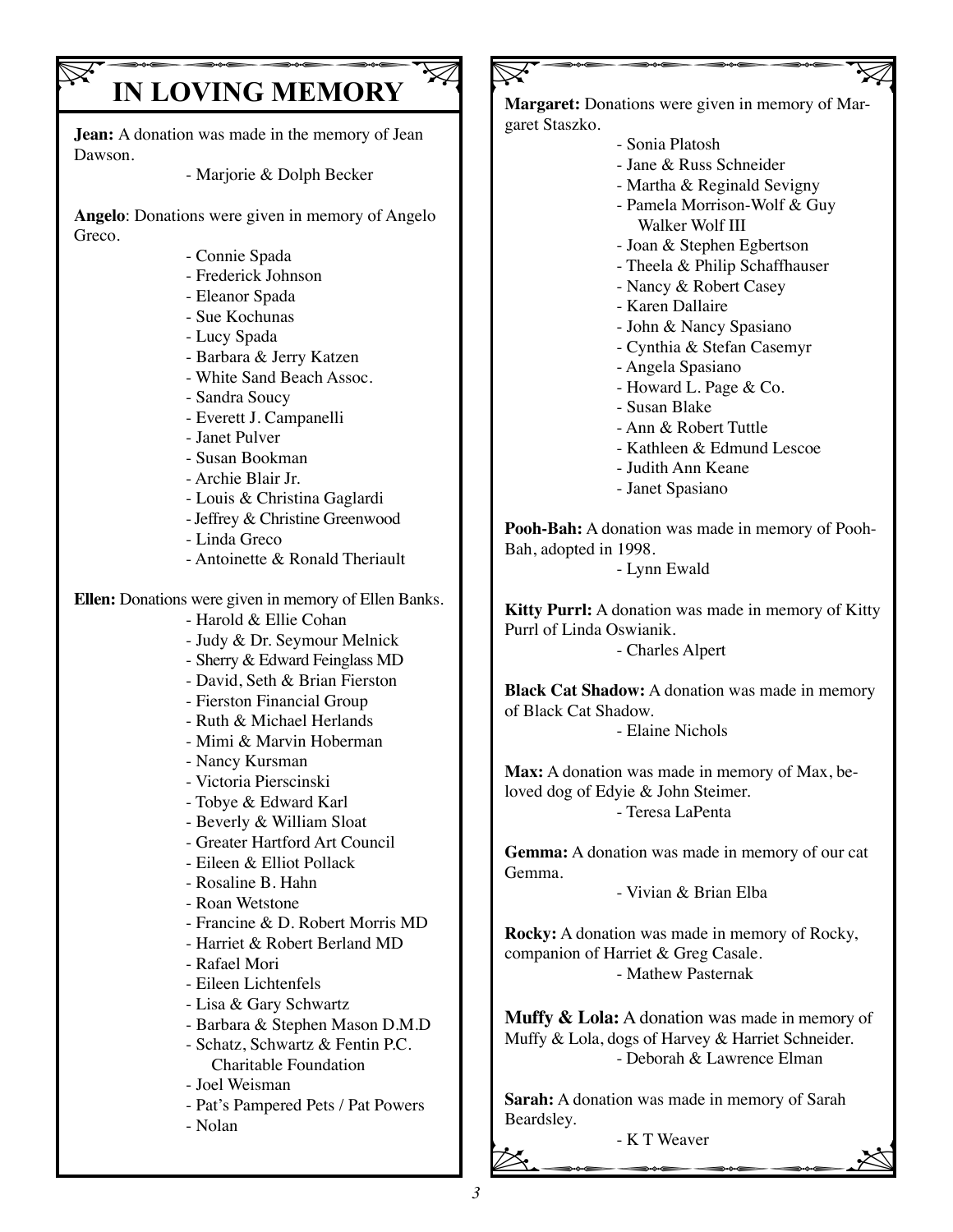# IN LOVING MEMORY

**Jean:** A donation was made in the memory of Jean Dawson.

- Marjorie & Dolph Becker

**Angelo**: Donations were given in memory of Angelo Greco.

- Connie Spada
- Frederick Johnson
- Eleanor Spada
- Sue Kochunas
- Lucy Spada
- Barbara & Jerry Katzen
- White Sand Beach Assoc.
- Sandra Soucy
- Everett J. Campanelli
- Janet Pulver
- Susan Bookman
- Archie Blair Jr.
- Louis & Christina Gaglardi
- Jeffrey & Christine Greenwood
- Linda Greco
- Antoinette & Ronald Theriault

**Ellen:** Donations were given in memory of Ellen Banks.

- Harold & Ellie Cohan
- Judy & Dr. Seymour Melnick
- Sherry & Edward Feinglass MD
- David, Seth & Brian Fierston
- Fierston Financial Group
- Ruth & Michael Herlands
- Mimi & Marvin Hoberman
- Nancy Kursman
- Victoria Pierscinski
- Tobye & Edward Karl
- Beverly & William Sloat
- Greater Hartford Art Council
- Eileen & Elliot Pollack
- Rosaline B. Hahn
- Roan Wetstone
- Francine & D. Robert Morris MD
- Harriet & Robert Berland MD
- Rafael Mori
- Eileen Lichtenfels
- Lisa & Gary Schwartz
- Barbara & Stephen Mason D.M.D
- Schatz, Schwartz & Fentin P.C. Charitable Foundation
- Joel Weisman
- Pat's Pampered Pets / Pat Powers
- Nolan

**Margaret:** Donations were given in memory of Margaret Staszko.

- Sonia Platosh
- Jane & Russ Schneider
- Martha & Reginald Sevigny
- Pamela Morrison-Wolf & Guy Walker Wolf III
- Joan & Stephen Egbertson
- Theela & Philip Schaffhauser
- Nancy & Robert Casey
- Karen Dallaire
- John & Nancy Spasiano
- Cynthia & Stefan Casemyr
- Angela Spasiano
- Howard L. Page & Co.
- Susan Blake
- Ann & Robert Tuttle
- Kathleen & Edmund Lescoe
- Judith Ann Keane
- Janet Spasiano

**Pooh-Bah:** A donation was made in memory of Pooh-Bah, adopted in 1998.

- Lynn Ewald

**Kitty Purrl:** A donation was made in memory of Kitty Purrl of Linda Oswianik.

- Charles Alpert

**Black Cat Shadow:** A donation was made in memory of Black Cat Shadow.

- Elaine Nichols

**Max:** A donation was made in memory of Max, beloved dog of Edyie & John Steimer.

- Teresa LaPenta

**Gemma:** A donation was made in memory of our cat Gemma.

- Vivian & Brian Elba

**Rocky:** A donation was made in memory of Rocky, companion of Harriet & Greg Casale.

- Mathew Pasternak

**Muffy & Lola:** A donation was made in memory of Muffy & Lola, dogs of Harvey & Harriet Schneider.

- Deborah & Lawrence Elman

**Sarah:** A donation was made in memory of Sarah Beardsley.

- K T Weaver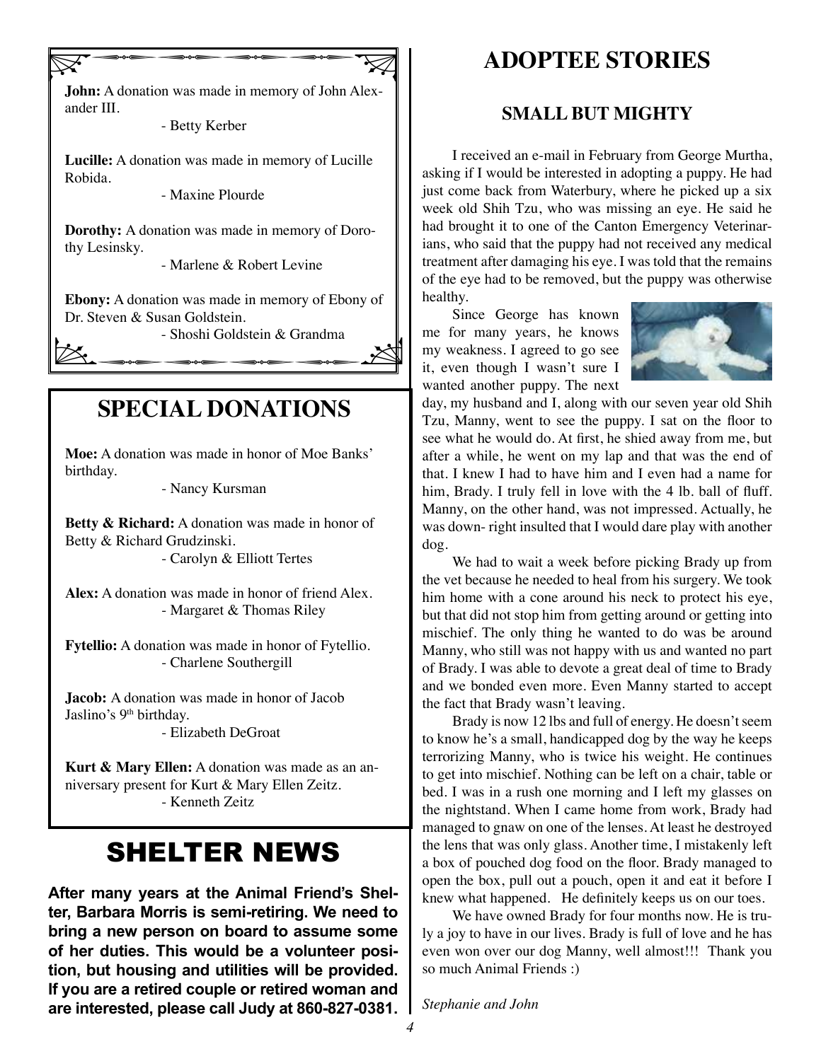**John:** A donation was made in memory of John Alexander III.

- Betty Kerber

**Lucille:** A donation was made in memory of Lucille Robida.

- Maxine Plourde

**Dorothy:** A donation was made in memory of Dorothy Lesinsky.

- Marlene & Robert Levine

**Ebony:** A donation was made in memory of Ebony of Dr. Steven & Susan Goldstein.

- Shoshi Goldstein & Grandma

## SPECIAL DONATIONS

**Moe:** A donation was made in honor of Moe Banks' birthday.

- Nancy Kursman

**Betty & Richard:** A donation was made in honor of Betty & Richard Grudzinski.

- Carolyn & Elliott Tertes

**Alex:** A donation was made in honor of friend Alex.

- Margaret & Thomas Riley

**Fytellio:** A donation was made in honor of Fytellio.

- Charlene Southergill

**Jacob:** A donation was made in honor of Jacob Jaslino's 9th birthday.

- Elizabeth DeGroat

**Kurt & Mary Ellen:** A donation was made as an anniversary present for Kurt & Mary Ellen Zeitz.

- Kenneth Zeitz

## SHELTER NEWS

**After many years at the Animal Friend's Shelter, Barbara Morris is semi-retiring. We need to bring a new person on board to assume some of her duties. This would be a volunteer position, but housing and utilities will be provided. If you are a retired couple or retired woman and are interested, please call Judy at 860-827-0381.**

## ADOPTEE STORIES

### SMALL BUT MIGHTY

I received an e-mail in February from George Murtha, asking if I would be interested in adopting a puppy. He had just come back from Waterbury, where he picked up a six week old Shih Tzu, who was missing an eye. He said he had brought it to one of the Canton Emergency Veterinarians, who said that the puppy had not received any medical treatment after damaging his eye. I was told that the remains of the eye had to be removed, but the puppy was otherwise healthy.

Since George has known me for many years, he knows my weakness. I agreed to go see it, even though I wasn't sure I wanted another puppy. The next day, my husband and I, along with our seven year old Shih Tzu, Manny, went to see the puppy. I sat on the floor to see what he would do. At first, he shied away from me, but after a while, he went on my lap and that was the end of that. I knew I had to have him and I even had a name for him, Brady. I truly fell in love with the 4 lb. ball of fluff. Manny, on the other hand, was not impressed. Actually, he was down- right insulted that I would dare play with another dog.

We had to wait a week before picking Brady up from the vet because he needed to heal from his surgery. We took him home with a cone around his neck to protect his eye, but that did not stop him from getting around or getting into mischief. The only thing he wanted to do was be around Manny, who still was not happy with us and wanted no part of Brady. I was able to devote a great deal of time to Brady and we bonded even more. Even Manny started to accept the fact that Brady wasn't leaving.

Brady is now 12 lbs and full of energy. He doesn't seem to know he's a small, handicapped dog by the way he keeps terrorizing Manny, who is twice his weight. He continues to get into mischief. Nothing can be left on a chair, table or bed. I was in a rush one morning and I left my glasses on the nightstand. When I came home from work, Brady had managed to gnaw on one of the lenses. At least he destroyed the lens that was only glass. Another time, I mistakenly left a box of pouched dog food on the floor. Brady managed to open the box, pull out a pouch, open it and eat it before I knew what happened. He definitely keeps us on our toes.

We have owned Brady for four months now. He is truly a joy to have in our lives. Brady is full of love and he has even won over our dog Manny, well almost!!! Thank you so much Animal Friends :)

*Stephanie and John*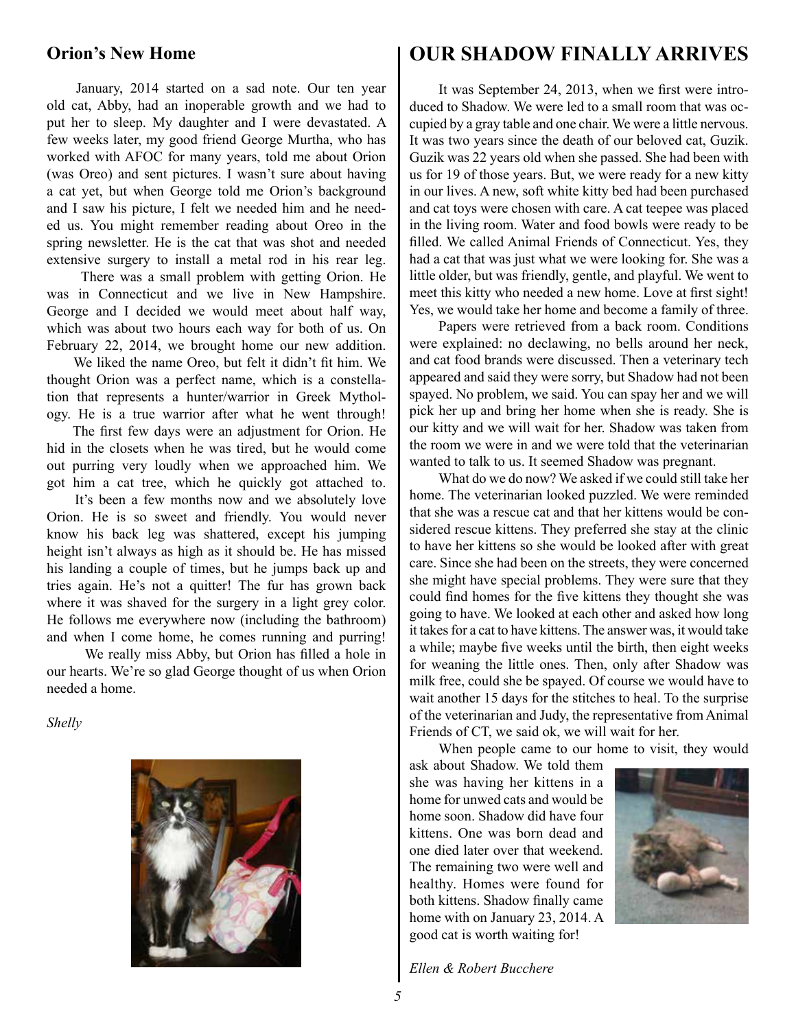## Orion's New Home

January, 2014 started on a sad note. Our ten year old cat, Abby, had an inoperable growth and we had to put her to sleep. My daughter and I were devastated. A few weeks later, my good friend George Murtha, who has worked with AFOC for many years, told me about Orion (was Oreo) and sent pictures. I wasn't sure about having a cat yet, but when George told me Orion's background and I saw his picture, I felt we needed him and he needed us. You might remember reading about Oreo in the spring newsletter. He is the cat that was shot and needed extensive surgery to install a metal rod in his rear leg.

There was a small problem with getting Orion. He was in Connecticut and we live in New Hampshire. George and I decided we would meet about half way, which was about two hours each way for both of us. On February 22, 2014, we brought home our new addition.

We liked the name Oreo, but felt it didn't fit him. We thought Orion was a perfect name, which is a constellation that represents a hunter/warrior in Greek Mythology. He is a true warrior after what he went through!

The first few days were an adjustment for Orion. He hid in the closets when he was tired, but he would come out purring very loudly when we approached him. We got him a cat tree, which he quickly got attached to.

It's been a few months now and we absolutely love Orion. He is so sweet and friendly. You would never know his back leg was shattered, except his jumping height isn't always as high as it should be. He has missed his landing a couple of times, but he jumps back up and tries again. He's not a quitter! The fur has grown back where it was shaved for the surgery in a light grey color. He follows me everywhere now (including the bathroom) and when I come home, he comes running and purring!

We really miss Abby, but Orion has filled a hole in our hearts. We're so glad George thought of us when Orion needed a home.

*Shelly*

## OUR SHADOW FINALLY ARRIVES

It was September 24, 2013, when we first were introduced to Shadow. We were led to a small room that was occupied by a gray table and one chair. We were a little nervous. It was two years since the death of our beloved cat, Guzik. Guzik was 22 years old when she passed. She had been with us for 19 of those years. But, we were ready for a new kitty in our lives. A new, soft white kitty bed had been purchased and cat toys were chosen with care. A cat teepee was placed in the living room. Water and food bowls were ready to be filled. We called Animal Friends of Connecticut. Yes, they had a cat that was just what we were looking for. She was a little older, but was friendly, gentle, and playful. We went to meet this kitty who needed a new home. Love at first sight! Yes, we would take her home and become a family of three.

Papers were retrieved from a back room. Conditions were explained: no declawing, no bells around her neck, and cat food brands were discussed. Then a veterinary tech appeared and said they were sorry, but Shadow had not been spayed. No problem, we said. You can spay her and we will pick her up and bring her home when she is ready. She is our kitty and we will wait for her. Shadow was taken from the room we were in and we were told that the veterinarian wanted to talk to us. It seemed Shadow was pregnant.

What do we do now? We asked if we could still take her home. The veterinarian looked puzzled. We were reminded that she was a rescue cat and that her kittens would be considered rescue kittens. They preferred she stay at the clinic to have her kittens so she would be looked after with great care. Since she had been on the streets, they were concerned she might have special problems. They were sure that they could find homes for the five kittens they thought she was going to have. We looked at each other and asked how long it takes for a cat to have kittens. The answer was, it would take a while; maybe five weeks until the birth, then eight weeks for weaning the little ones. Then, only after Shadow was milk free, could she be spayed. Of course we would have to wait another 15 days for the stitches to heal. To the surprise of the veterinarian and Judy, the representative from Animal Friends of CT, we said ok, we will wait for her.

When people came to our home to visit, they would ask about Shadow. We told them she was having her kittens in a home for unwed cats and would be home soon. Shadow did have four kittens. One was born dead and one died later over that weekend. The remaining two were well and healthy. Homes were found for both kittens. Shadow finally came home with on January 23, 2014. A good cat is worth waiting for!

*Ellen & Robert Bucchere*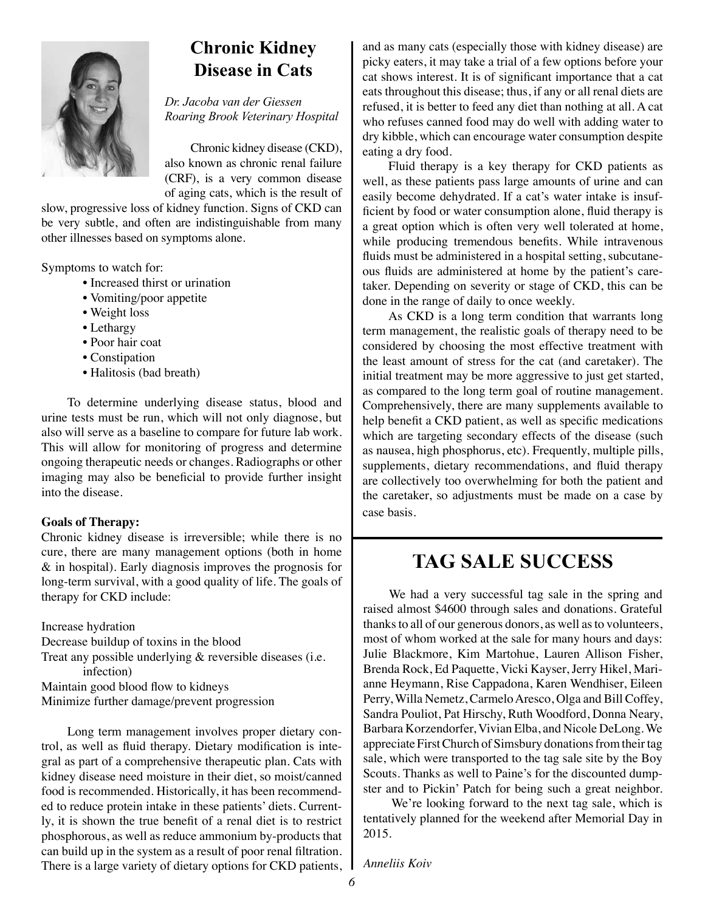## Chronic Kidney Disease in Cats

*Dr. Jacoba van der Giessen*
*Roaring Brook Veterinary Hospital*

Chronic kidney disease (CKD), also known as chronic renal failure (CRF), is a very common disease of aging cats, which is the result of slow, progressive loss of kidney function. Signs of CKD can be very subtle, and often are indistinguishable from many other illnesses based on symptoms alone.

Symptoms to watch for:

- Increased thirst or urination
- Vomiting/poor appetite
- Weight loss
- Lethargy
- Poor hair coat
- Constipation
- Halitosis (bad breath)

To determine underlying disease status, blood and urine tests must be run, which will not only diagnose, but also will serve as a baseline to compare for future lab work. This will allow for monitoring of progress and determine ongoing therapeutic needs or changes. Radiographs or other imaging may also be beneficial to provide further insight into the disease.

**Goals of Therapy:**
Chronic kidney disease is irreversible; while there is no cure, there are many management options (both in home & in hospital). Early diagnosis improves the prognosis for long-term survival, with a good quality of life. The goals of therapy for CKD include:

Increase hydration
Decrease buildup of toxins in the blood
Treat any possible underlying & reversible diseases (i.e. infection)
Maintain good blood flow to kidneys
Minimize further damage/prevent progression

Long term management involves proper dietary control, as well as fluid therapy. Dietary modification is integral as part of a comprehensive therapeutic plan. Cats with kidney disease need moisture in their diet, so moist/canned food is recommended. Historically, it has been recommended to reduce protein intake in these patients' diets. Currently, it is shown the true benefit of a renal diet is to restrict phosphorous, as well as reduce ammonium by-products that can build up in the system as a result of poor renal filtration. There is a large variety of dietary options for CKD patients, and as many cats (especially those with kidney disease) are picky eaters, it may take a trial of a few options before your cat shows interest. It is of significant importance that a cat eats throughout this disease; thus, if any or all renal diets are refused, it is better to feed any diet than nothing at all. A cat who refuses canned food may do well with adding water to dry kibble, which can encourage water consumption despite eating a dry food.

Fluid therapy is a key therapy for CKD patients as well, as these patients pass large amounts of urine and can easily become dehydrated. If a cat's water intake is insufficient by food or water consumption alone, fluid therapy is a great option which is often very well tolerated at home, while producing tremendous benefits. While intravenous fluids must be administered in a hospital setting, subcutaneous fluids are administered at home by the patient's caretaker. Depending on severity or stage of CKD, this can be done in the range of daily to once weekly.

As CKD is a long term condition that warrants long term management, the realistic goals of therapy need to be considered by choosing the most effective treatment with the least amount of stress for the cat (and caretaker). The initial treatment may be more aggressive to just get started, as compared to the long term goal of routine management. Comprehensively, there are many supplements available to help benefit a CKD patient, as well as specific medications which are targeting secondary effects of the disease (such as nausea, high phosphorus, etc). Frequently, multiple pills, supplements, dietary recommendations, and fluid therapy are collectively too overwhelming for both the patient and the caretaker, so adjustments must be made on a case by case basis.

## TAG SALE SUCCESS

We had a very successful tag sale in the spring and raised almost $4600 through sales and donations. Grateful thanks to all of our generous donors, as well as to volunteers, most of whom worked at the sale for many hours and days: Julie Blackmore, Kim Martohue, Lauren Allison Fisher, Brenda Rock, Ed Paquette, Vicki Kayser, Jerry Hikel, Marianne Heymann, Rise Cappadona, Karen Wendhiser, Eileen Perry, Willa Nemetz, Carmelo Aresco, Olga and Bill Coffey, Sandra Pouliot, Pat Hirschy, Ruth Woodford, Donna Neary, Barbara Korzendorfer, Vivian Elba, and Nicole DeLong. We appreciate First Church of Simsbury donations from their tag sale, which were transported to the tag sale site by the Boy Scouts. Thanks as well to Paine's for the discounted dumpster and to Pickin' Patch for being such a great neighbor.

We're looking forward to the next tag sale, which is tentatively planned for the weekend after Memorial Day in 2015.

*Anneliis Koiv*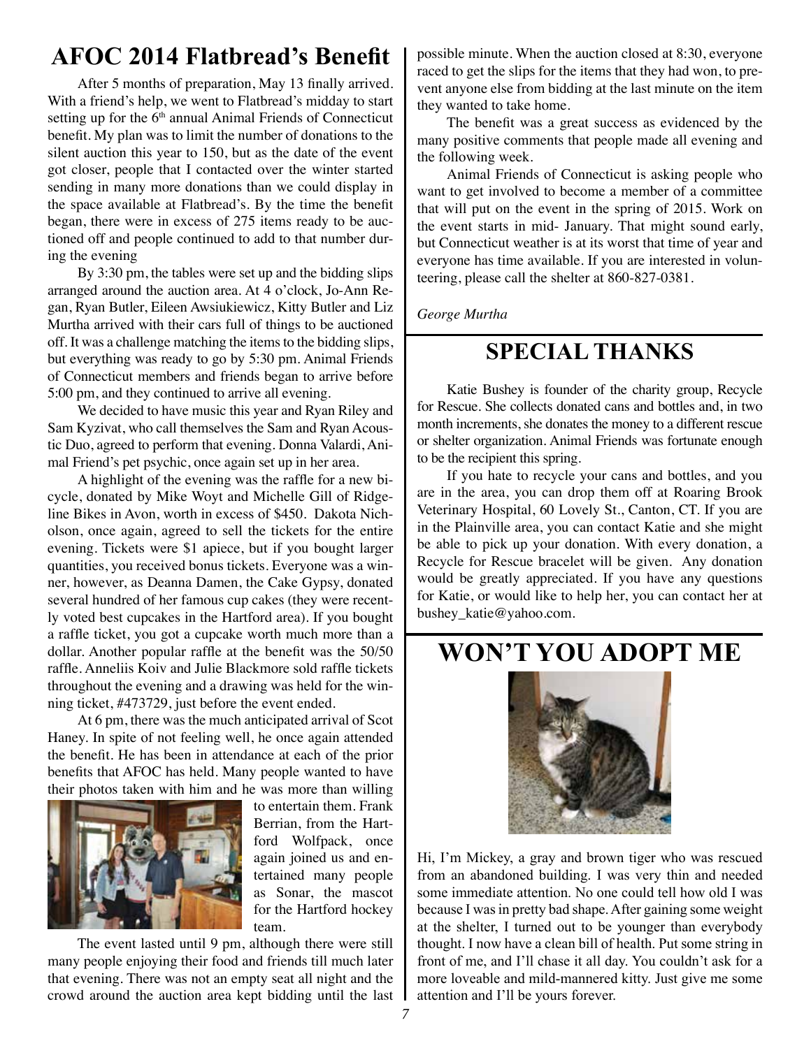## AFOC 2014 Flatbread's Benefit

After 5 months of preparation, May 13 finally arrived. With a friend's help, we went to Flatbread's midday to start setting up for the 6th annual Animal Friends of Connecticut benefit. My plan was to limit the number of donations to the silent auction this year to 150, but as the date of the event got closer, people that I contacted over the winter started sending in many more donations than we could display in the space available at Flatbread's. By the time the benefit began, there were in excess of 275 items ready to be auctioned off and people continued to add to that number during the evening

By 3:30 pm, the tables were set up and the bidding slips arranged around the auction area. At 4 o'clock, Jo-Ann Regan, Ryan Butler, Eileen Awsiukiewicz, Kitty Butler and Liz Murtha arrived with their cars full of things to be auctioned off. It was a challenge matching the items to the bidding slips, but everything was ready to go by 5:30 pm. Animal Friends of Connecticut members and friends began to arrive before 5:00 pm, and they continued to arrive all evening.

We decided to have music this year and Ryan Riley and Sam Kyzivat, who call themselves the Sam and Ryan Acoustic Duo, agreed to perform that evening. Donna Valardi, Animal Friend's pet psychic, once again set up in her area.

A highlight of the evening was the raffle for a new bicycle, donated by Mike Woyt and Michelle Gill of Ridgeline Bikes in Avon, worth in excess of $450. Dakota Nicholson, once again, agreed to sell the tickets for the entire evening. Tickets were $1 apiece, but if you bought larger quantities, you received bonus tickets. Everyone was a winner, however, as Deanna Damen, the Cake Gypsy, donated several hundred of her famous cup cakes (they were recently voted best cupcakes in the Hartford area). If you bought a raffle ticket, you got a cupcake worth much more than a dollar. Another popular raffle at the benefit was the 50/50 raffle. Anneliis Koiv and Julie Blackmore sold raffle tickets throughout the evening and a drawing was held for the winning ticket, #473729, just before the event ended.

At 6 pm, there was the much anticipated arrival of Scot Haney. In spite of not feeling well, he once again attended the benefit. He has been in attendance at each of the prior benefits that AFOC has held. Many people wanted to have their photos taken with him and he was more than willing to entertain them. Frank Berrian, from the Hartford Wolfpack, once again joined us and entertained many people as Sonar, the mascot for the Hartford hockey team.

The event lasted until 9 pm, although there were still many people enjoying their food and friends till much later that evening. There was not an empty seat all night and the crowd around the auction area kept bidding until the last possible minute. When the auction closed at 8:30, everyone raced to get the slips for the items that they had won, to prevent anyone else from bidding at the last minute on the item they wanted to take home.

The benefit was a great success as evidenced by the many positive comments that people made all evening and the following week.

Animal Friends of Connecticut is asking people who want to get involved to become a member of a committee that will put on the event in the spring of 2015. Work on the event starts in mid- January. That might sound early, but Connecticut weather is at its worst that time of year and everyone has time available. If you are interested in volunteering, please call the shelter at 860-827-0381.

*George Murtha*

## SPECIAL THANKS

Katie Bushey is founder of the charity group, Recycle for Rescue. She collects donated cans and bottles and, in two month increments, she donates the money to a different rescue or shelter organization. Animal Friends was fortunate enough to be the recipient this spring.

If you hate to recycle your cans and bottles, and you are in the area, you can drop them off at Roaring Brook Veterinary Hospital, 60 Lovely St., Canton, CT. If you are in the Plainville area, you can contact Katie and she might be able to pick up your donation. With every donation, a Recycle for Rescue bracelet will be given. Any donation would be greatly appreciated. If you have any questions for Katie, or would like to help her, you can contact her at bushey_katie@yahoo.com.

## WON'T YOU ADOPT ME

Hi, I'm Mickey, a gray and brown tiger who was rescued from an abandoned building. I was very thin and needed some immediate attention. No one could tell how old I was because I was in pretty bad shape. After gaining some weight at the shelter, I turned out to be younger than everybody thought. I now have a clean bill of health. Put some string in front of me, and I'll chase it all day. You couldn't ask for a more loveable and mild-mannered kitty. Just give me some attention and I'll be yours forever.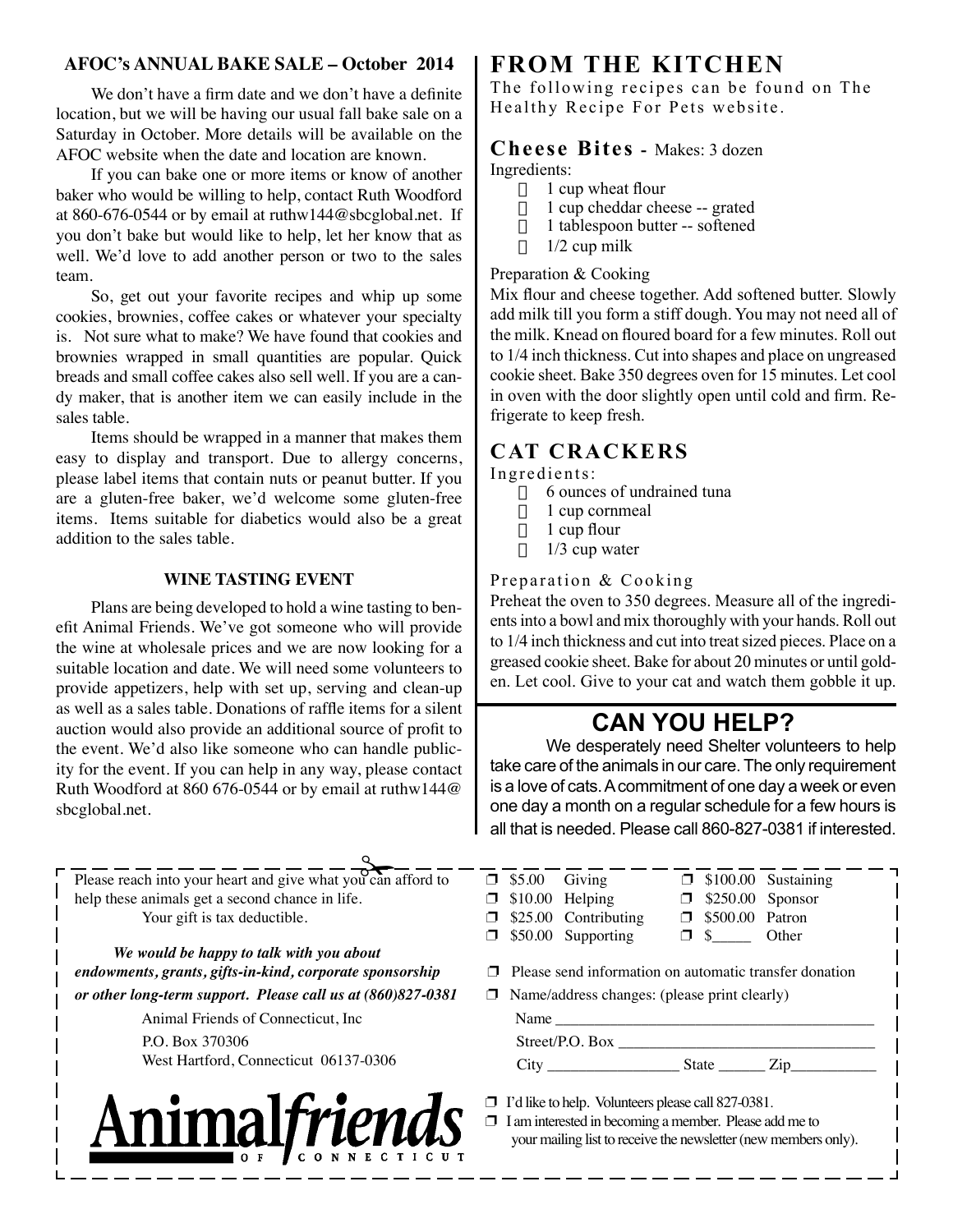### AFOC's ANNUAL BAKE SALE – October 2014

We don't have a firm date and we don't have a definite location, but we will be having our usual fall bake sale on a Saturday in October. More details will be available on the AFOC website when the date and location are known.

If you can bake one or more items or know of another baker who would be willing to help, contact Ruth Woodford at 860-676-0544 or by email at ruthw144@sbcglobal.net. If you don't bake but would like to help, let her know that as well. We'd love to add another person or two to the sales team.

So, get out your favorite recipes and whip up some cookies, brownies, coffee cakes or whatever your specialty is. Not sure what to make? We have found that cookies and brownies wrapped in small quantities are popular. Quick breads and small coffee cakes also sell well. If you are a candy maker, that is another item we can easily include in the sales table.

Items should be wrapped in a manner that makes them easy to display and transport. Due to allergy concerns, please label items that contain nuts or peanut butter. If you are a gluten-free baker, we'd welcome some gluten-free items. Items suitable for diabetics would also be a great addition to the sales table.

### WINE TASTING EVENT

Plans are being developed to hold a wine tasting to benefit Animal Friends. We've got someone who will provide the wine at wholesale prices and we are now looking for a suitable location and date. We will need some volunteers to provide appetizers, help with set up, serving and clean-up as well as a sales table. Donations of raffle items for a silent auction would also provide an additional source of profit to the event. We'd also like someone who can handle publicity for the event. If you can help in any way, please contact Ruth Woodford at 860 676-0544 or by email at ruthw144@sbcglobal.net.

## FROM THE KITCHEN

The following recipes can be found on The Healthy Recipe For Pets website.

### Cheese Bites - Makes: 3 dozen

Ingredients:

- 1 cup wheat flour
- 1 cup cheddar cheese -- grated
- 1 tablespoon butter -- softened
- 1/2 cup milk

Preparation & Cooking

Mix flour and cheese together. Add softened butter. Slowly add milk till you form a stiff dough. You may not need all of the milk. Knead on floured board for a few minutes. Roll out to 1/4 inch thickness. Cut into shapes and place on ungreased cookie sheet. Bake 350 degrees oven for 15 minutes. Let cool in oven with the door slightly open until cold and firm. Refrigerate to keep fresh.

### CAT CRACKERS

Ingredients:

- 6 ounces of undrained tuna
- 1 cup cornmeal
- 1 cup flour
- 1/3 cup water

Preparation & Cooking

Preheat the oven to 350 degrees. Measure all of the ingredients into a bowl and mix thoroughly with your hands. Roll out to 1/4 inch thickness and cut into treat sized pieces. Place on a greased cookie sheet. Bake for about 20 minutes or until golden. Let cool. Give to your cat and watch them gobble it up.

## CAN YOU HELP?

We desperately need Shelter volunteers to help take care of the animals in our care. The only requirement is a love of cats. A commitment of one day a week or even one day a month on a regular schedule for a few hours is all that is needed. Please call 860-827-0381 if interested.

---

Please reach into your heart and give what you can afford to help these animals get a second chance in life.
Your gift is tax deductible.

***We would be happy to talk with you about endowments, grants, gifts-in-kind, corporate sponsorship or other long-term support. Please call us at (860)827-0381***

Animal Friends of Connecticut, Inc
P.O. Box 370306
West Hartford, Connecticut 06137-0306

Animal*friends* OF CONNECTICUT

- ❒ $5.00 Giving
- ❒ $10.00 Helping
- ❒ $25.00 Contributing
- ❒ $50.00 Supporting
- ❒ $100.00 Sustaining
- ❒ $250.00 Sponsor
- ❒ $500.00 Patron
- ❒ $_____ Other

❒ Please send information on automatic transfer donation

❒ Name/address changes: (please print clearly)

Name ________________________________________

Street/P.O. Box _________________________________

City ________________ State ______ Zip___________

❒ I'd like to help. Volunteers please call 827-0381.

❒ I am interested in becoming a member. Please add me to your mailing list to receive the newsletter (new members only).